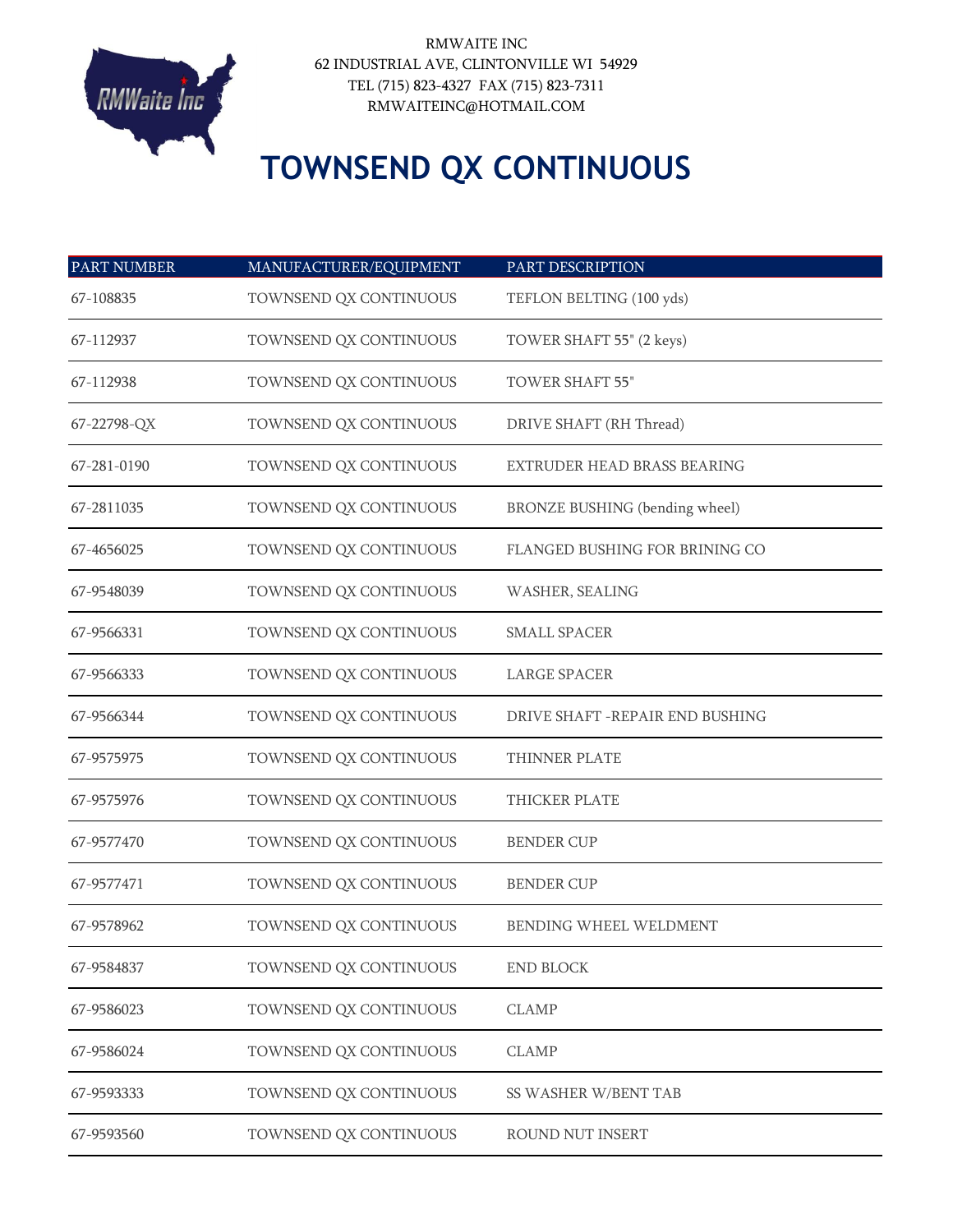RMWAITE INC
62 INDUSTRIAL AVE, CLINTONVILLE WI 54929
TEL (715) 823-4327 FAX (715) 823-7311
RMWAITEINC@HOTMAIL.COM

# TOWNSEND QX CONTINUOUS

| PART NUMBER | MANUFACTURER/EQUIPMENT | PART DESCRIPTION |
|---|---|---|
| 67-108835 | TOWNSEND QX CONTINUOUS | TEFLON BELTING (100 yds) |
| 67-112937 | TOWNSEND QX CONTINUOUS | TOWER SHAFT 55" (2 keys) |
| 67-112938 | TOWNSEND QX CONTINUOUS | TOWER SHAFT 55" |
| 67-22798-QX | TOWNSEND QX CONTINUOUS | DRIVE SHAFT (RH Thread) |
| 67-281-0190 | TOWNSEND QX CONTINUOUS | EXTRUDER HEAD BRASS BEARING |
| 67-2811035 | TOWNSEND QX CONTINUOUS | BRONZE BUSHING (bending wheel) |
| 67-4656025 | TOWNSEND QX CONTINUOUS | FLANGED BUSHING FOR BRINING CO |
| 67-9548039 | TOWNSEND QX CONTINUOUS | WASHER, SEALING |
| 67-9566331 | TOWNSEND QX CONTINUOUS | SMALL SPACER |
| 67-9566333 | TOWNSEND QX CONTINUOUS | LARGE SPACER |
| 67-9566344 | TOWNSEND QX CONTINUOUS | DRIVE SHAFT -REPAIR END BUSHING |
| 67-9575975 | TOWNSEND QX CONTINUOUS | THINNER PLATE |
| 67-9575976 | TOWNSEND QX CONTINUOUS | THICKER PLATE |
| 67-9577470 | TOWNSEND QX CONTINUOUS | BENDER CUP |
| 67-9577471 | TOWNSEND QX CONTINUOUS | BENDER CUP |
| 67-9578962 | TOWNSEND QX CONTINUOUS | BENDING WHEEL WELDMENT |
| 67-9584837 | TOWNSEND QX CONTINUOUS | END BLOCK |
| 67-9586023 | TOWNSEND QX CONTINUOUS | CLAMP |
| 67-9586024 | TOWNSEND QX CONTINUOUS | CLAMP |
| 67-9593333 | TOWNSEND QX CONTINUOUS | SS WASHER W/BENT TAB |
| 67-9593560 | TOWNSEND QX CONTINUOUS | ROUND NUT INSERT |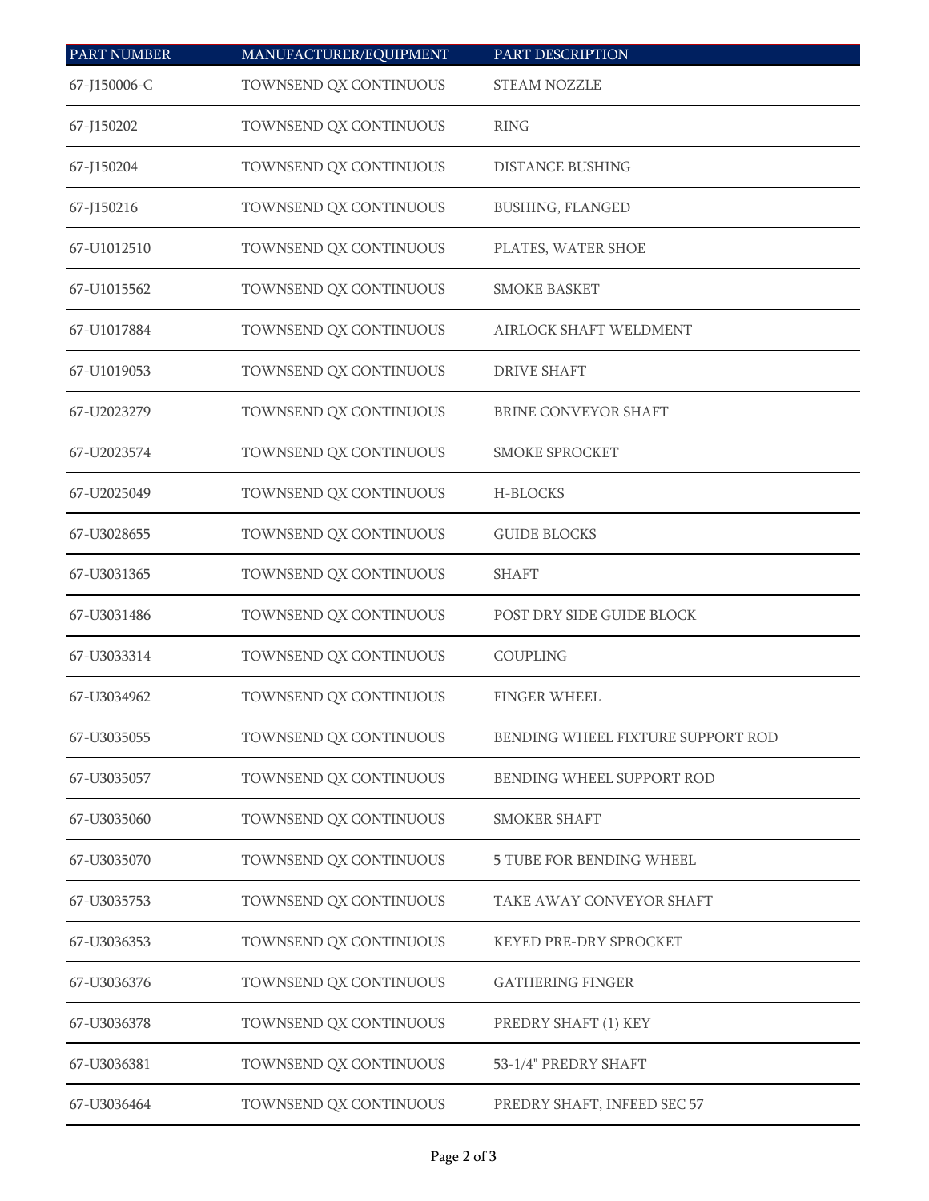| PART NUMBER | MANUFACTURER/EQUIPMENT | PART DESCRIPTION |
| --- | --- | --- |
| 67-J150006-C | TOWNSEND QX CONTINUOUS | STEAM NOZZLE |
| 67-J150202 | TOWNSEND QX CONTINUOUS | RING |
| 67-J150204 | TOWNSEND QX CONTINUOUS | DISTANCE BUSHING |
| 67-J150216 | TOWNSEND QX CONTINUOUS | BUSHING, FLANGED |
| 67-U1012510 | TOWNSEND QX CONTINUOUS | PLATES, WATER SHOE |
| 67-U1015562 | TOWNSEND QX CONTINUOUS | SMOKE BASKET |
| 67-U1017884 | TOWNSEND QX CONTINUOUS | AIRLOCK SHAFT WELDMENT |
| 67-U1019053 | TOWNSEND QX CONTINUOUS | DRIVE SHAFT |
| 67-U2023279 | TOWNSEND QX CONTINUOUS | BRINE CONVEYOR SHAFT |
| 67-U2023574 | TOWNSEND QX CONTINUOUS | SMOKE SPROCKET |
| 67-U2025049 | TOWNSEND QX CONTINUOUS | H-BLOCKS |
| 67-U3028655 | TOWNSEND QX CONTINUOUS | GUIDE BLOCKS |
| 67-U3031365 | TOWNSEND QX CONTINUOUS | SHAFT |
| 67-U3031486 | TOWNSEND QX CONTINUOUS | POST DRY SIDE GUIDE BLOCK |
| 67-U3033314 | TOWNSEND QX CONTINUOUS | COUPLING |
| 67-U3034962 | TOWNSEND QX CONTINUOUS | FINGER WHEEL |
| 67-U3035055 | TOWNSEND QX CONTINUOUS | BENDING WHEEL FIXTURE SUPPORT ROD |
| 67-U3035057 | TOWNSEND QX CONTINUOUS | BENDING WHEEL SUPPORT ROD |
| 67-U3035060 | TOWNSEND QX CONTINUOUS | SMOKER SHAFT |
| 67-U3035070 | TOWNSEND QX CONTINUOUS | 5 TUBE FOR BENDING WHEEL |
| 67-U3035753 | TOWNSEND QX CONTINUOUS | TAKE AWAY CONVEYOR SHAFT |
| 67-U3036353 | TOWNSEND QX CONTINUOUS | KEYED PRE-DRY SPROCKET |
| 67-U3036376 | TOWNSEND QX CONTINUOUS | GATHERING FINGER |
| 67-U3036378 | TOWNSEND QX CONTINUOUS | PREDRY SHAFT (1) KEY |
| 67-U3036381 | TOWNSEND QX CONTINUOUS | 53-1/4" PREDRY SHAFT |
| 67-U3036464 | TOWNSEND QX CONTINUOUS | PREDRY SHAFT, INFEED SEC 57 |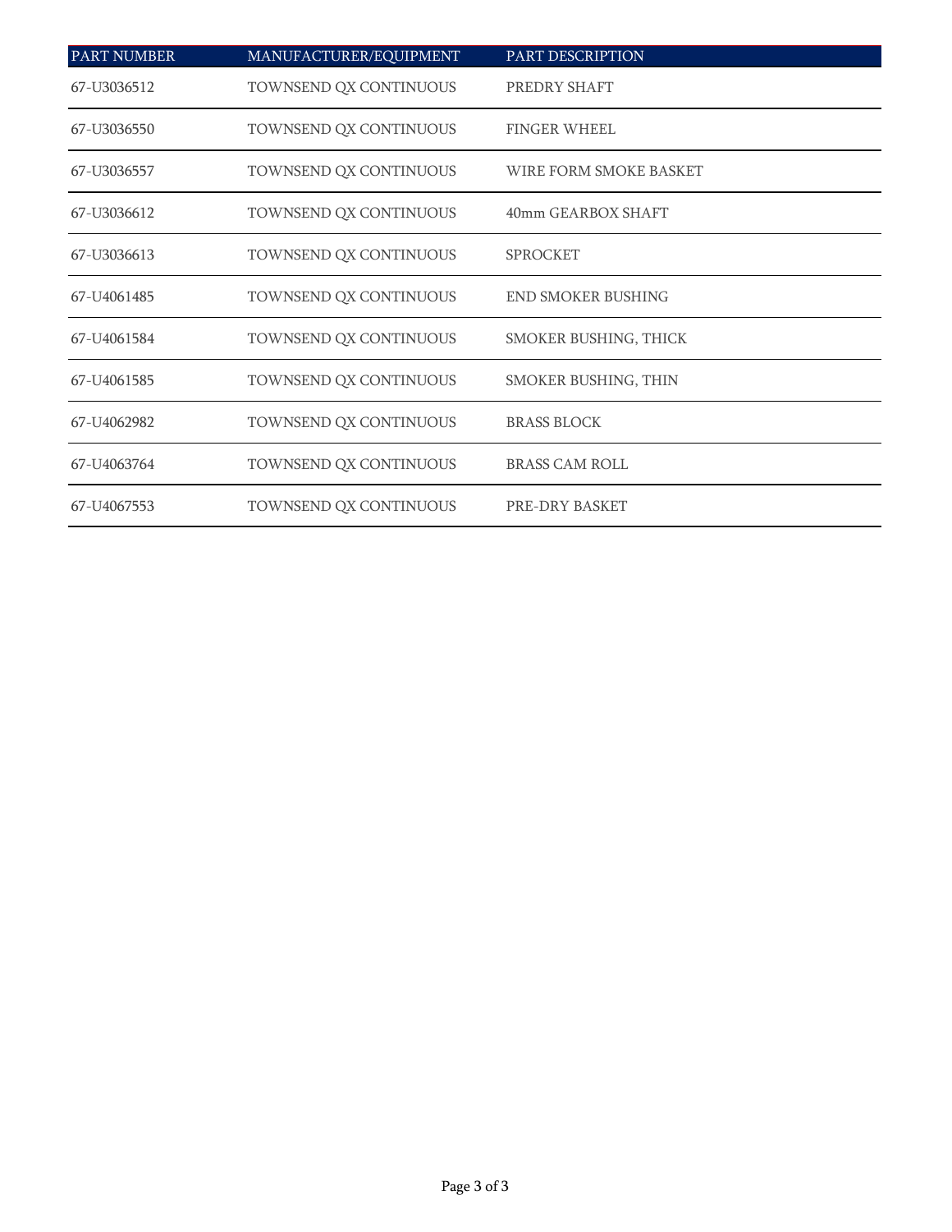| PART NUMBER | MANUFACTURER/EQUIPMENT | PART DESCRIPTION |
| --- | --- | --- |
| 67-U3036512 | TOWNSEND QX CONTINUOUS | PREDRY SHAFT |
| 67-U3036550 | TOWNSEND QX CONTINUOUS | FINGER WHEEL |
| 67-U3036557 | TOWNSEND QX CONTINUOUS | WIRE FORM SMOKE BASKET |
| 67-U3036612 | TOWNSEND QX CONTINUOUS | 40mm GEARBOX SHAFT |
| 67-U3036613 | TOWNSEND QX CONTINUOUS | SPROCKET |
| 67-U4061485 | TOWNSEND QX CONTINUOUS | END SMOKER BUSHING |
| 67-U4061584 | TOWNSEND QX CONTINUOUS | SMOKER BUSHING, THICK |
| 67-U4061585 | TOWNSEND QX CONTINUOUS | SMOKER BUSHING, THIN |
| 67-U4062982 | TOWNSEND QX CONTINUOUS | BRASS BLOCK |
| 67-U4063764 | TOWNSEND QX CONTINUOUS | BRASS CAM ROLL |
| 67-U4067553 | TOWNSEND QX CONTINUOUS | PRE-DRY BASKET |